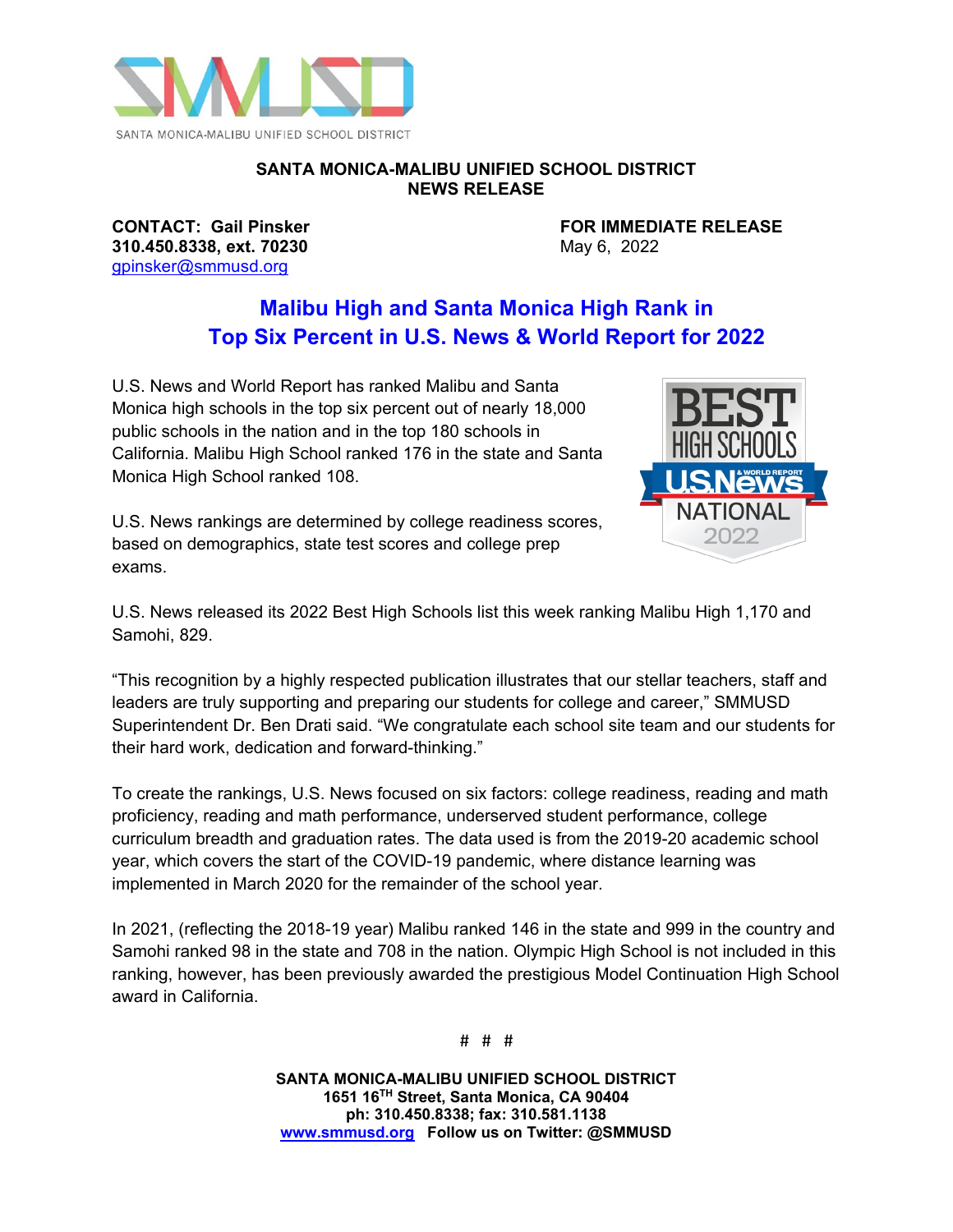SANTA MONICA-MALIBU UNIFIED SCHOOL DISTRICT

**SANTA MONICA-MALIBU UNIFIED SCHOOL DISTRICT**
**NEWS RELEASE**

**CONTACT: Gail Pinsker**
**310.450.8338, ext. 70230**
gpinsker@smmusd.org

**FOR IMMEDIATE RELEASE**
May 6, 2022

# Malibu High and Santa Monica High Rank in Top Six Percent in U.S. News & World Report for 2022

U.S. News and World Report has ranked Malibu and Santa Monica high schools in the top six percent out of nearly 18,000 public schools in the nation and in the top 180 schools in California. Malibu High School ranked 176 in the state and Santa Monica High School ranked 108.

U.S. News rankings are determined by college readiness scores, based on demographics, state test scores and college prep exams.

U.S. News released its 2022 Best High Schools list this week ranking Malibu High 1,170 and Samohi, 829.

"This recognition by a highly respected publication illustrates that our stellar teachers, staff and leaders are truly supporting and preparing our students for college and career," SMMUSD Superintendent Dr. Ben Drati said. "We congratulate each school site team and our students for their hard work, dedication and forward-thinking."

To create the rankings, U.S. News focused on six factors: college readiness, reading and math proficiency, reading and math performance, underserved student performance, college curriculum breadth and graduation rates. The data used is from the 2019-20 academic school year, which covers the start of the COVID-19 pandemic, where distance learning was implemented in March 2020 for the remainder of the school year.

In 2021, (reflecting the 2018-19 year) Malibu ranked 146 in the state and 999 in the country and Samohi ranked 98 in the state and 708 in the nation. Olympic High School is not included in this ranking, however, has been previously awarded the prestigious Model Continuation High School award in California.

# # #

**SANTA MONICA-MALIBU UNIFIED SCHOOL DISTRICT**
**1651 16TH Street, Santa Monica, CA 90404**
**ph: 310.450.8338; fax: 310.581.1138**
www.smmusd.org **Follow us on Twitter: @SMMUSD**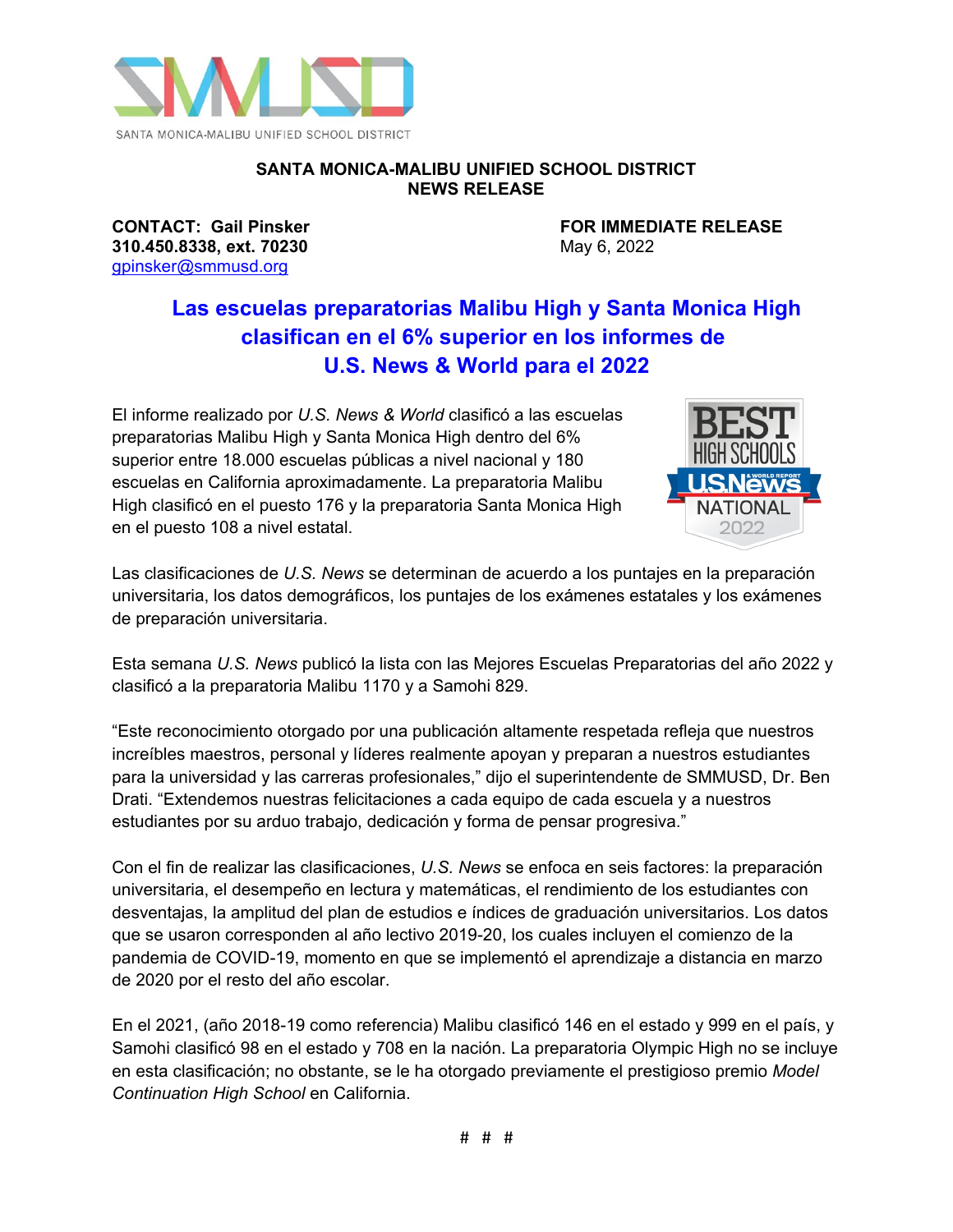SANTA MONICA-MALIBU UNIFIED SCHOOL DISTRICT

**SANTA MONICA-MALIBU UNIFIED SCHOOL DISTRICT**
**NEWS RELEASE**

**CONTACT: Gail Pinsker**
**310.450.8338, ext. 70230**
gpinsker@smmusd.org

**FOR IMMEDIATE RELEASE**
May 6, 2022

# Las escuelas preparatorias Malibu High y Santa Monica High clasifican en el 6% superior en los informes de U.S. News & World para el 2022

El informe realizado por *U.S. News & World* clasificó a las escuelas preparatorias Malibu High y Santa Monica High dentro del 6% superior entre 18.000 escuelas públicas a nivel nacional y 180 escuelas en California aproximadamente. La preparatoria Malibu High clasificó en el puesto 176 y la preparatoria Santa Monica High en el puesto 108 a nivel estatal.

BEST HIGH SCHOOLS
U.S. News & WORLD REPORT
NATIONAL
2022

Las clasificaciones de *U.S. News* se determinan de acuerdo a los puntajes en la preparación universitaria, los datos demográficos, los puntajes de los exámenes estatales y los exámenes de preparación universitaria.

Esta semana *U.S. News* publicó la lista con las Mejores Escuelas Preparatorias del año 2022 y clasificó a la preparatoria Malibu 1170 y a Samohi 829.

"Este reconocimiento otorgado por una publicación altamente respetada refleja que nuestros increíbles maestros, personal y líderes realmente apoyan y preparan a nuestros estudiantes para la universidad y las carreras profesionales," dijo el superintendente de SMMUSD, Dr. Ben Drati. "Extendemos nuestras felicitaciones a cada equipo de cada escuela y a nuestros estudiantes por su arduo trabajo, dedicación y forma de pensar progresiva."

Con el fin de realizar las clasificaciones, *U.S. News* se enfoca en seis factores: la preparación universitaria, el desempeño en lectura y matemáticas, el rendimiento de los estudiantes con desventajas, la amplitud del plan de estudios e índices de graduación universitarios. Los datos que se usaron corresponden al año lectivo 2019-20, los cuales incluyen el comienzo de la pandemia de COVID-19, momento en que se implementó el aprendizaje a distancia en marzo de 2020 por el resto del año escolar.

En el 2021, (año 2018-19 como referencia) Malibu clasificó 146 en el estado y 999 en el país, y Samohi clasificó 98 en el estado y 708 en la nación. La preparatoria Olympic High no se incluye en esta clasificación; no obstante, se le ha otorgado previamente el prestigioso premio *Model Continuation High School* en California.

# # #